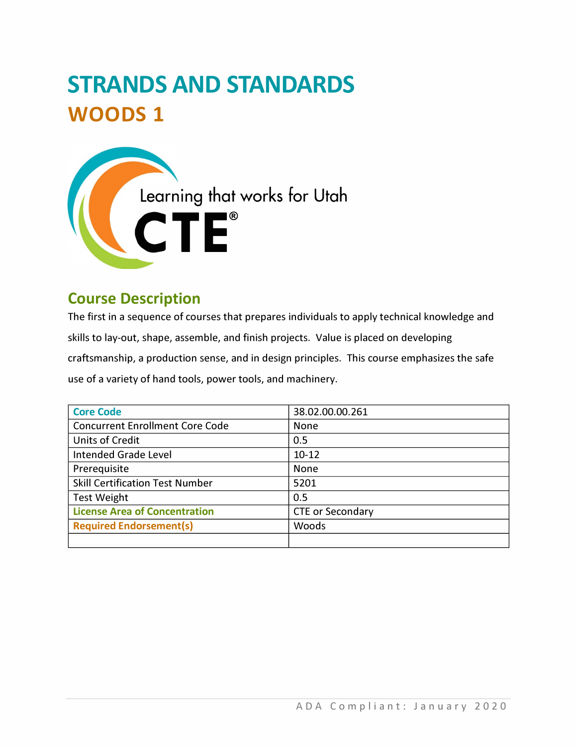# STRANDS AND STANDARDS

## WOODS 1

## Course Description

The first in a sequence of courses that prepares individuals to apply technical knowledge and skills to lay-out, shape, assemble, and finish projects. Value is placed on developing craftsmanship, a production sense, and in design principles. This course emphasizes the safe use of a variety of hand tools, power tools, and machinery.

| Core Code | 38.02.00.00.261 |
|---|---|
| Concurrent Enrollment Core Code | None |
| Units of Credit | 0.5 |
| Intended Grade Level | 10-12 |
| Prerequisite | None |
| Skill Certification Test Number | 5201 |
| Test Weight | 0.5 |
| License Area of Concentration | CTE or Secondary |
| Required Endorsement(s) | Woods |
| | |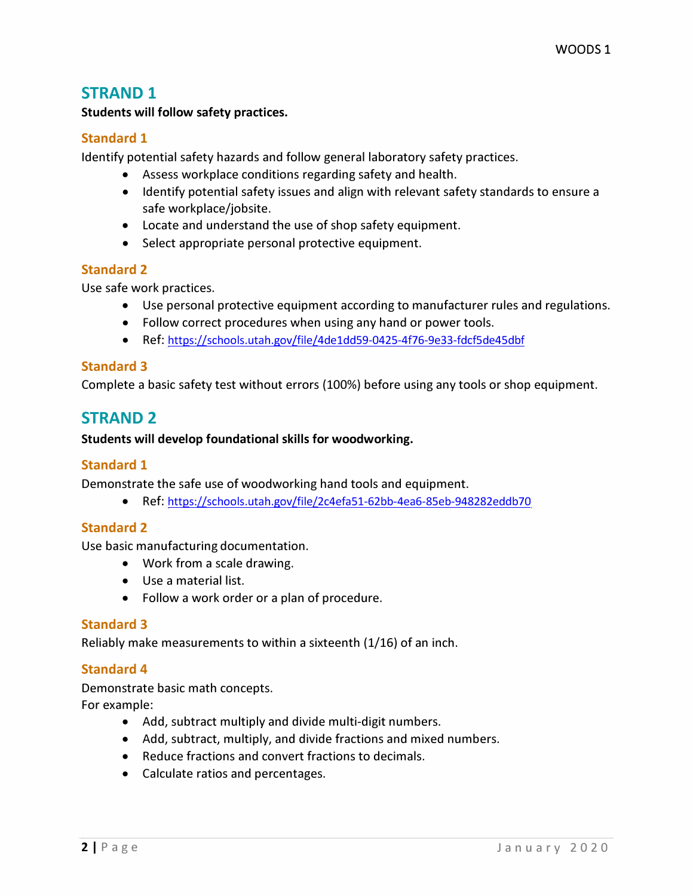## STRAND 1

**Students will follow safety practices.**

### Standard 1

Identify potential safety hazards and follow general laboratory safety practices.

- Assess workplace conditions regarding safety and health.
- Identify potential safety issues and align with relevant safety standards to ensure a safe workplace/jobsite.
- Locate and understand the use of shop safety equipment.
- Select appropriate personal protective equipment.

### Standard 2

Use safe work practices.

- Use personal protective equipment according to manufacturer rules and regulations.
- Follow correct procedures when using any hand or power tools.
- Ref: https://schools.utah.gov/file/4de1dd59-0425-4f76-9e33-fdcf5de45dbf

### Standard 3

Complete a basic safety test without errors (100%) before using any tools or shop equipment.

## STRAND 2

**Students will develop foundational skills for woodworking.**

### Standard 1

Demonstrate the safe use of woodworking hand tools and equipment.

- Ref: https://schools.utah.gov/file/2c4efa51-62bb-4ea6-85eb-948282eddb70

### Standard 2

Use basic manufacturing documentation.

- Work from a scale drawing.
- Use a material list.
- Follow a work order or a plan of procedure.

### Standard 3

Reliably make measurements to within a sixteenth (1/16) of an inch.

### Standard 4

Demonstrate basic math concepts.
For example:

- Add, subtract multiply and divide multi-digit numbers.
- Add, subtract, multiply, and divide fractions and mixed numbers.
- Reduce fractions and convert fractions to decimals.
- Calculate ratios and percentages.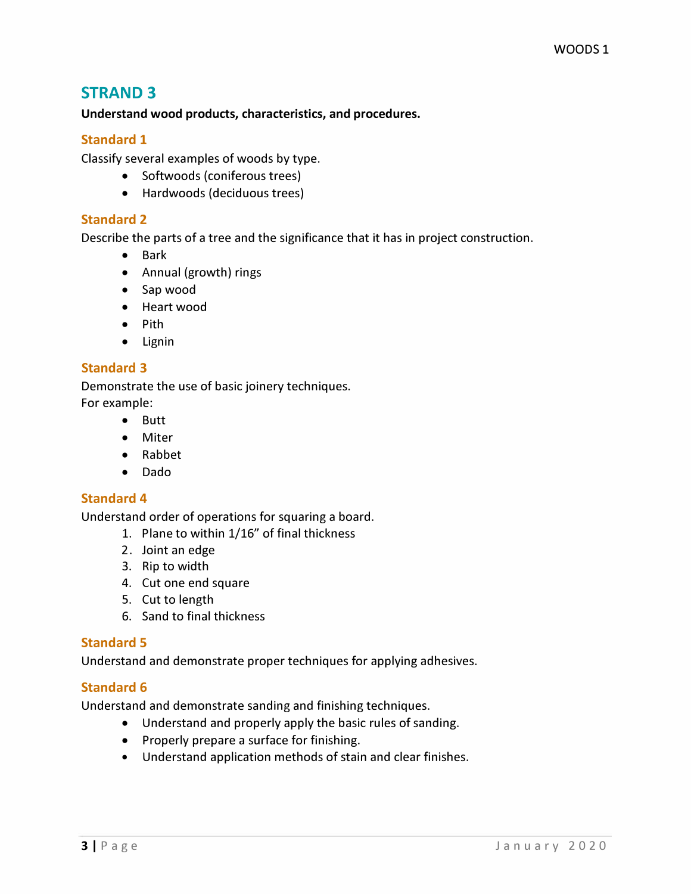## STRAND 3

**Understand wood products, characteristics, and procedures.**

### Standard 1

Classify several examples of woods by type.

- Softwoods (coniferous trees)
- Hardwoods (deciduous trees)

### Standard 2

Describe the parts of a tree and the significance that it has in project construction.

- Bark
- Annual (growth) rings
- Sap wood
- Heart wood
- Pith
- Lignin

### Standard 3

Demonstrate the use of basic joinery techniques.
For example:

- Butt
- Miter
- Rabbet
- Dado

### Standard 4

Understand order of operations for squaring a board.

1. Plane to within 1/16" of final thickness
2. Joint an edge
3. Rip to width
4. Cut one end square
5. Cut to length
6. Sand to final thickness

### Standard 5

Understand and demonstrate proper techniques for applying adhesives.

### Standard 6

Understand and demonstrate sanding and finishing techniques.

- Understand and properly apply the basic rules of sanding.
- Properly prepare a surface for finishing.
- Understand application methods of stain and clear finishes.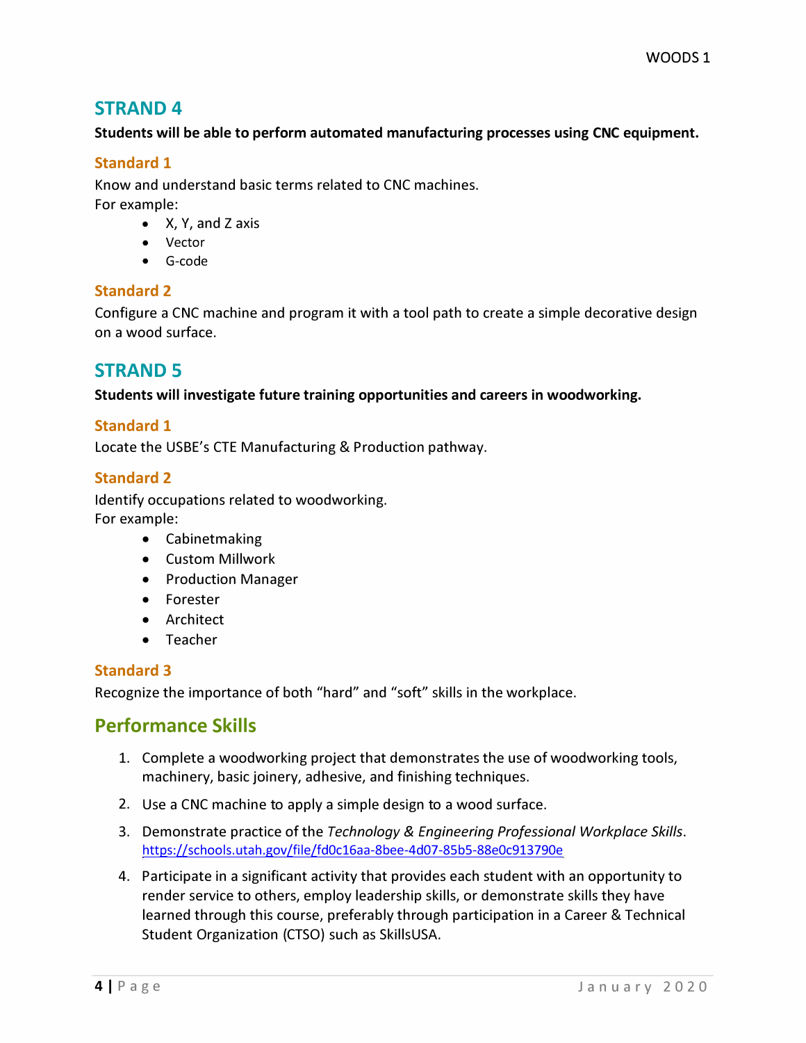## STRAND 4

**Students will be able to perform automated manufacturing processes using CNC equipment.**

### Standard 1

Know and understand basic terms related to CNC machines.
For example:

- X, Y, and Z axis
- Vector
- G-code

### Standard 2

Configure a CNC machine and program it with a tool path to create a simple decorative design on a wood surface.

## STRAND 5

**Students will investigate future training opportunities and careers in woodworking.**

### Standard 1

Locate the USBE's CTE Manufacturing & Production pathway.

### Standard 2

Identify occupations related to woodworking.
For example:

- Cabinetmaking
- Custom Millwork
- Production Manager
- Forester
- Architect
- Teacher

### Standard 3

Recognize the importance of both "hard" and "soft" skills in the workplace.

## Performance Skills

1. Complete a woodworking project that demonstrates the use of woodworking tools, machinery, basic joinery, adhesive, and finishing techniques.
2. Use a CNC machine to apply a simple design to a wood surface.
3. Demonstrate practice of the *Technology & Engineering Professional Workplace Skills*. https://schools.utah.gov/file/fd0c16aa-8bee-4d07-85b5-88e0c913790e
4. Participate in a significant activity that provides each student with an opportunity to render service to others, employ leadership skills, or demonstrate skills they have learned through this course, preferably through participation in a Career & Technical Student Organization (CTSO) such as SkillsUSA.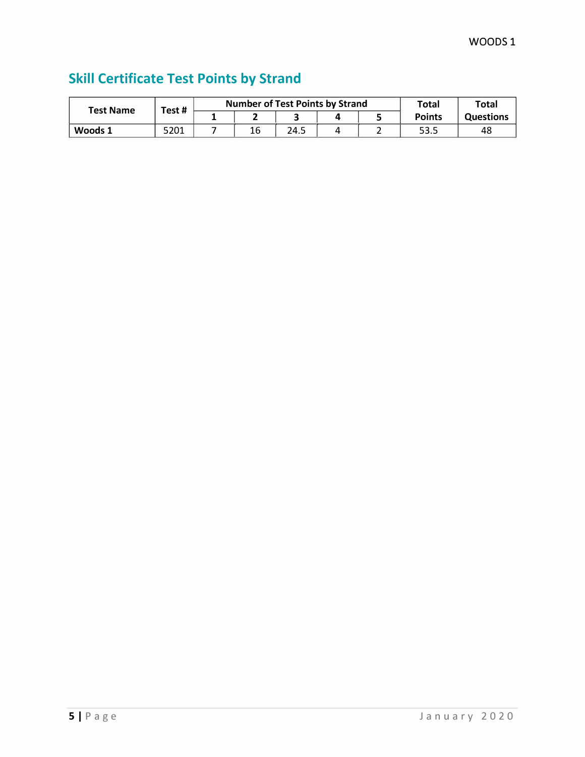## Skill Certificate Test Points by Strand

| Test Name | Test # | Number of Test Points by Strand | | | | | Total Points | Total Questions |
|---|---|---|---|---|---|---|---|---|
| | | 1 | 2 | 3 | 4 | 5 | | |
| **Woods 1** | 5201 | 7 | 16 | 24.5 | 4 | 2 | 53.5 | 48 |